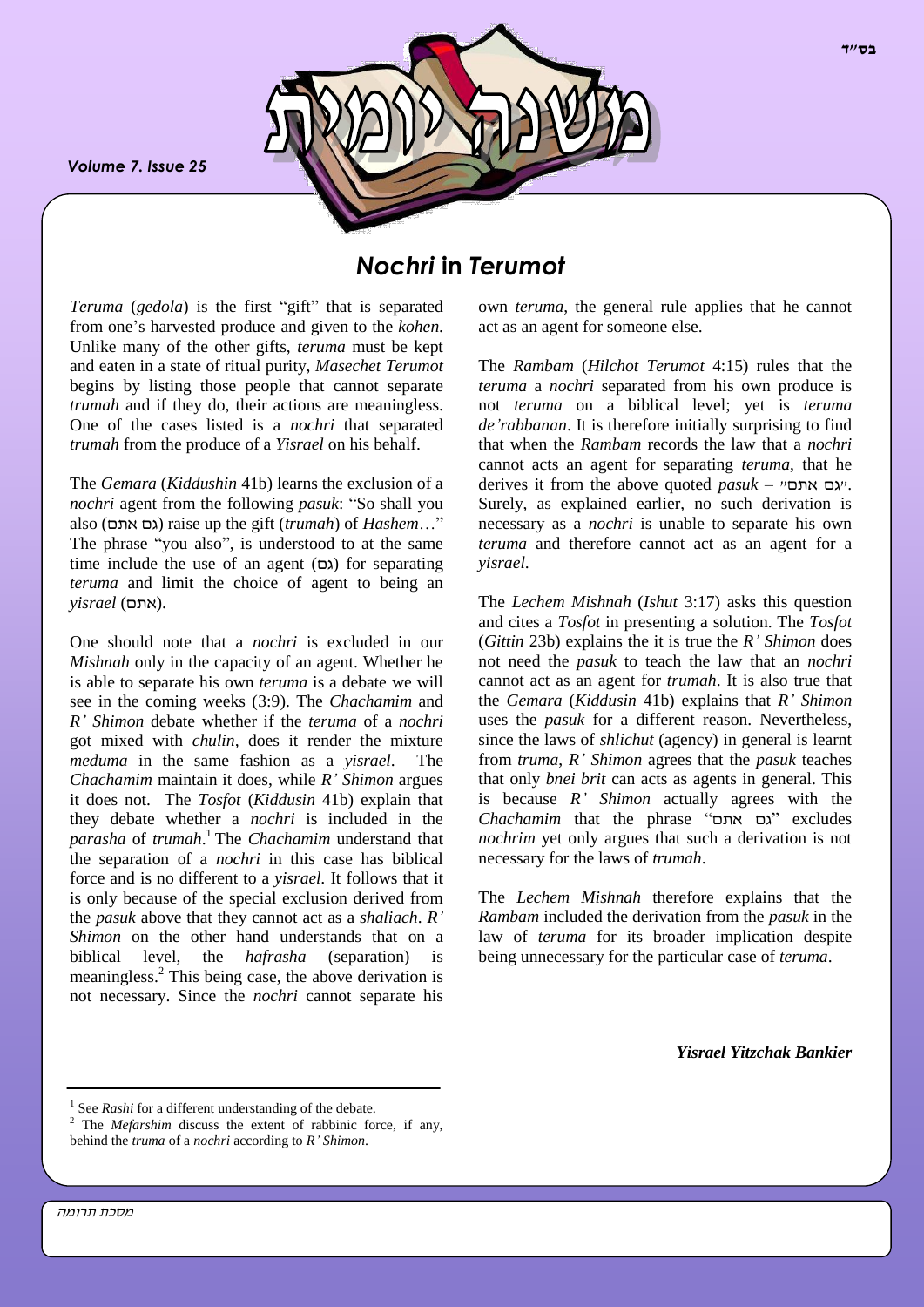# *Nochri* in *Terumot*

*Teruma* (*gedola*) is the first "gift" that is separated from one's harvested produce and given to the *kohen*. Unlike many of the other gifts, *teruma* must be kept and eaten in a state of ritual purity, *Masechet Terumot* begins by listing those people that cannot separate *trumah* and if they do, their actions are meaningless. One of the cases listed is a *nochri* that separated *trumah* from the produce of a *Yisrael* on his behalf.

The *Gemara* (*Kiddushin* 41b) learns the exclusion of a *nochri* agent from the following *pasuk*: "So shall you also (גם אתם) raise up the gift (*trumah*) of *Hashem*…" The phrase "you also", is understood to at the same time include the use of an agent (גם) for separating *teruma* and limit the choice of agent to being an *yisrael* (אתם).

One should note that a *nochri* is excluded in our *Mishnah* only in the capacity of an agent. Whether he is able to separate his own *teruma* is a debate we will see in the coming weeks (3:9). The *Chachamim* and *R' Shimon* debate whether if the *teruma* of a *nochri* got mixed with *chulin*, does it render the mixture *meduma* in the same fashion as a *yisrael*. The *Chachamim* maintain it does, while *R' Shimon* argues it does not. The *Tosfot* (*Kiddusin* 41b) explain that they debate whether a *nochri* is included in the *parasha* of *trumah*.[1] The *Chachamim* understand that the separation of a *nochri* in this case has biblical force and is no different to a *yisrael*. It follows that it is only because of the special exclusion derived from the *pasuk* above that they cannot act as a *shaliach*. *R' Shimon* on the other hand understands that on a biblical level, the *hafrasha* (separation) is meaningless.[2] This being case, the above derivation is not necessary. Since the *nochri* cannot separate his own *teruma*, the general rule applies that he cannot act as an agent for someone else.

The *Rambam* (*Hilchot Terumot* 4:15) rules that the *teruma* a *nochri* separated from his own produce is not *teruma* on a biblical level; yet is *teruma de'rabbanan*. It is therefore initially surprising to find that when the *Rambam* records the law that a *nochri* cannot acts an agent for separating *teruma*, that he derives it from the above quoted *pasuk* – "גם אתם". Surely, as explained earlier, no such derivation is necessary as a *nochri* is unable to separate his own *teruma* and therefore cannot act as an agent for a *yisrael*.

The *Lechem Mishnah* (*Ishut* 3:17) asks this question and cites a *Tosfot* in presenting a solution. The *Tosfot* (*Gittin* 23b) explains the it is true the *R' Shimon* does not need the *pasuk* to teach the law that an *nochri* cannot act as an agent for *trumah*. It is also true that the *Gemara* (*Kiddusin* 41b) explains that *R' Shimon* uses the *pasuk* for a different reason. Nevertheless, since the laws of *shlichut* (agency) in general is learnt from *truma*, *R' Shimon* agrees that the *pasuk* teaches that only *bnei brit* can acts as agents in general. This is because *R' Shimon* actually agrees with the *Chachamim* that the phrase "גם אתם" excludes *nochrim* yet only argues that such a derivation is not necessary for the laws of *trumah*.

The *Lechem Mishnah* therefore explains that the *Rambam* included the derivation from the *pasuk* in the law of *teruma* for its broader implication despite being unnecessary for the particular case of *teruma*.

***Yisrael Yitzchak Bankier***

---

[1] See *Rashi* for a different understanding of the debate.

[2] The *Mefarshim* discuss the extent of rabbinic force, if any, behind the *truma* of a *nochri* according to *R' Shimon*.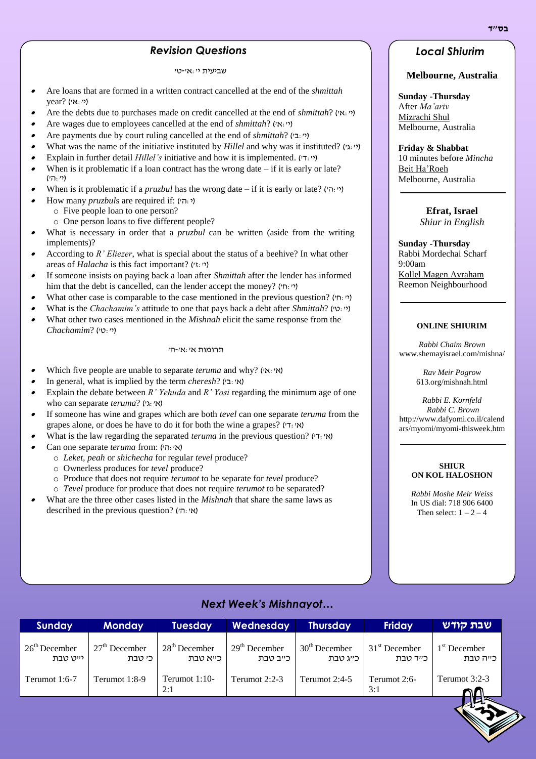## Revision Questions

שביעית י׳:א׳-ט׳

- Are loans that are formed in a written contract cancelled at the end of the *shmittah* year? (י׳:א׳)
- Are the debts due to purchases made on credit cancelled at the end of *shmittah*? (י׳:א׳)
- Are wages due to employees cancelled at the end of *shmittah*? (י׳:א׳)
- Are payments due by court ruling cancelled at the end of *shmittah*? (י׳:ב׳)
- What was the name of the initiative instituted by *Hillel* and why was it instituted? (י׳:ג׳)
- Explain in further detail *Hillel's* initiative and how it is implemented. (י׳:ד׳)
- When is it problematic if a loan contract has the wrong date – if it is early or late? (י׳:ה׳)
- When is it problematic if a *pruzbul* has the wrong date – if it is early or late? (י׳:ה׳)
- How many *pruzbul*s are required if: (י׳:ו׳)
  - Five people loan to one person?
  - One person loans to five different people?
- What is necessary in order that a *pruzbul* can be written (aside from the writing implements)?
- According to *R' Eliezer*, what is special about the status of a beehive? In what other areas of *Halacha* is this fact important? (י׳:ז׳)
- If someone insists on paying back a loan after *Shmittah* after the lender has informed him that the debt is cancelled, can the lender accept the money? (י׳:ח׳)
- What other case is comparable to the case mentioned in the previous question? (י׳:ח׳)
- What is the *Chachamim's* attitude to one that pays back a debt after *Shmittah*? (י׳:ט׳)
- What other two cases mentioned in the *Mishnah* elicit the same response from the *Chachamim*? (י׳:ט׳)

תרומות א׳:א׳-ה׳

- Which five people are unable to separate *teruma* and why? (א׳:א׳)
- In general, what is implied by the term *cheresh*? (א׳:ב׳)
- Explain the debate between *R' Yehuda* and *R' Yosi* regarding the minimum age of one who can separate *teruma*? (א׳:ג׳)
- If someone has wine and grapes which are both *tevel* can one separate *teruma* from the grapes alone, or does he have to do it for both the wine a grapes? (א׳:ד׳)
- What is the law regarding the separated *teruma* in the previous question? (א׳:ד׳)
- Can one separate *teruma* from: (א׳:ה׳)
  - *Leket, peah* or *shichecha* for regular *tevel* produce?
  - Ownerless produces for *tevel* produce?
  - Produce that does not require *terumot* to be separate for *tevel* produce?
  - *Tevel* produce for produce that does not require *terumot* to be separated?
- What are the three other cases listed in the *Mishnah* that share the same laws as described in the previous question? (א׳:ה׳)

## Local Shiurim

**Melbourne, Australia**

**Sunday -Thursday**
After *Ma'ariv*
Mizrachi Shul
Melbourne, Australia

**Friday & Shabbat**
10 minutes before *Mincha*
Beit Ha'Roeh
Melbourne, Australia

**Efrat, Israel**
*Shiur in English*

**Sunday -Thursday**
Rabbi Mordechai Scharf
9:00am
Kollel Magen Avraham
Reemon Neighbourhood

**ONLINE SHIURIM**

*Rabbi Chaim Brown*
www.shemayisrael.com/mishna/

*Rav Meir Pogrow*
613.org/mishnah.html

*Rabbi E. Kornfeld*
*Rabbi C. Brown*
http://www.dafyomi.co.il/calendars/myomi/myomi-thisweek.htm

**SHIUR ON KOL HALOSHON**

*Rabbi Moshe Meir Weiss*
In US dial: 718 906 6400
Then select: 1 – 2 – 4

## Next Week's Mishnayot…

| Sunday | Monday | Tuesday | Wednesday | Thursday | Friday | שבת קודש |
|---|---|---|---|---|---|---|
| 26th December י״ט טבת | 27th December כ׳ טבת | 28th December כ״א טבת | 29th December כ״ב טבת | 30th December כ״ג טבת | 31st December כ״ד טבת | 1st December כ״ה טבת |
| Terumot 1:6-7 | Terumot 1:8-9 | Terumot 1:10-2:1 | Terumot 2:2-3 | Terumot 2:4-5 | Terumot 2:6-3:1 | Terumot 3:2-3 |